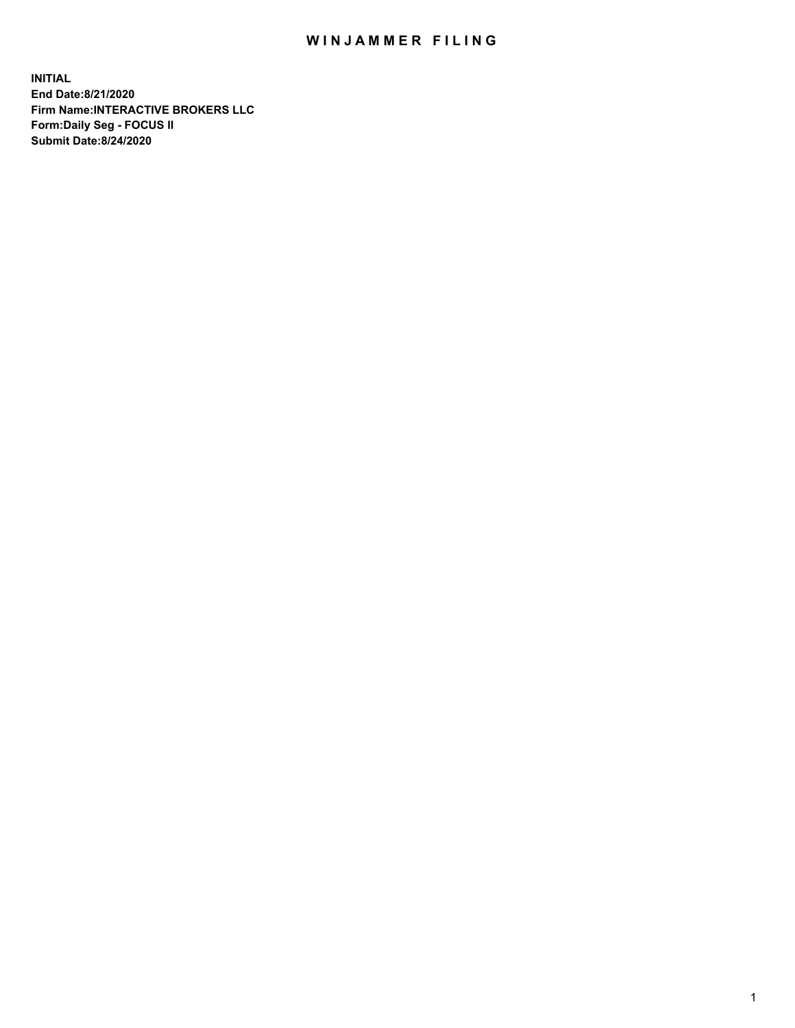# WINJAMMER FILING

**INITIAL**
**End Date:8/21/2020**
**Firm Name:INTERACTIVE BROKERS LLC**
**Form:Daily Seg - FOCUS II**
**Submit Date:8/24/2020**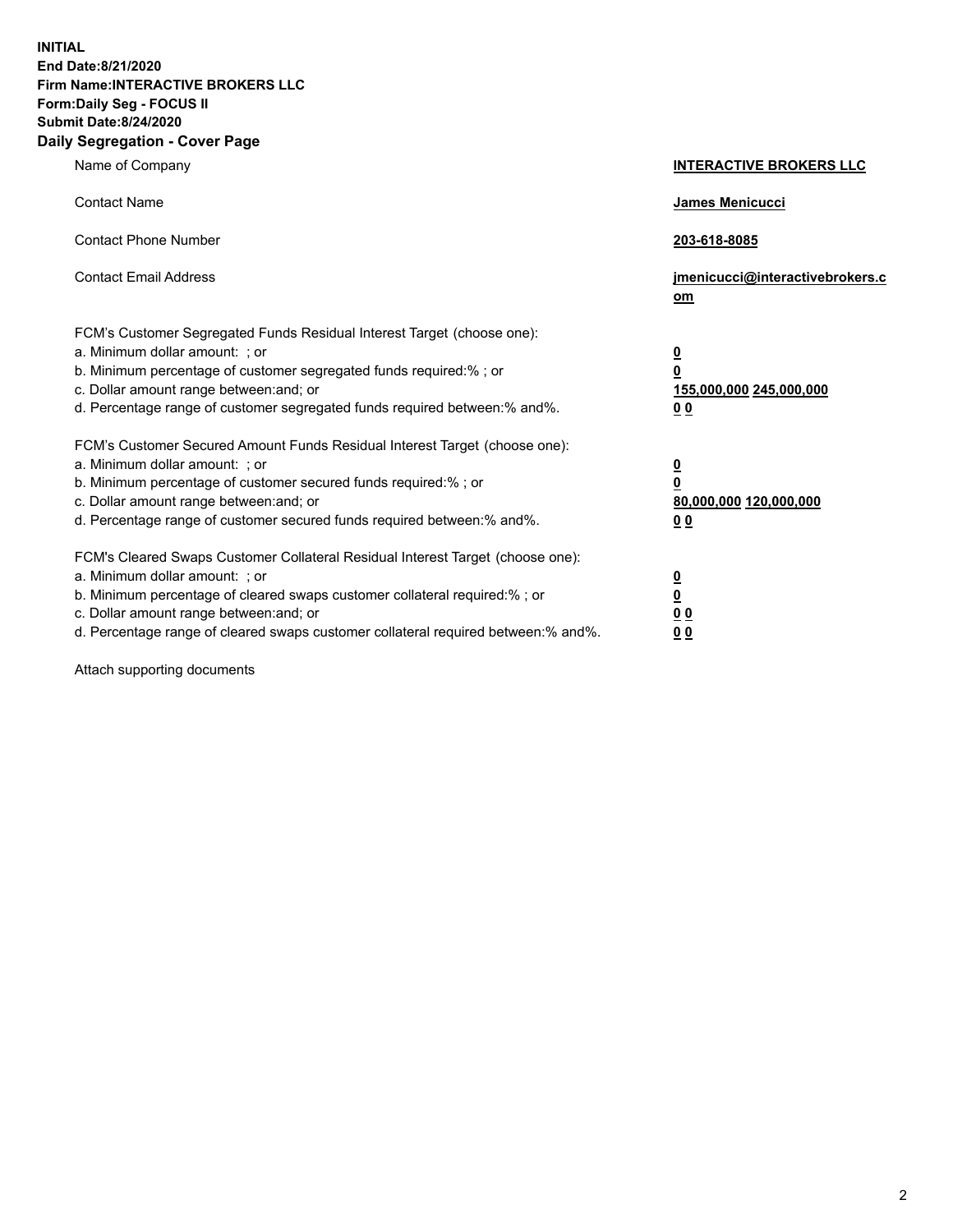**INITIAL**
**End Date:8/21/2020**
**Firm Name:INTERACTIVE BROKERS LLC**
**Form:Daily Seg - FOCUS II**
**Submit Date:8/24/2020**

## Daily Segregation - Cover Page

| | |
|---|---|
| Name of Company | **INTERACTIVE BROKERS LLC** |
| Contact Name | **James Menicucci** |
| Contact Phone Number | **203-618-8085** |
| Contact Email Address | **jmenicucci@interactivebrokers.com** |
| FCM's Customer Segregated Funds Residual Interest Target (choose one): | |
| a. Minimum dollar amount: ; or | **0** |
| b. Minimum percentage of customer segregated funds required:% ; or | **0** |
| c. Dollar amount range between:and; or | **155,000,000 245,000,000** |
| d. Percentage range of customer segregated funds required between:% and%. | **0 0** |
| FCM's Customer Secured Amount Funds Residual Interest Target (choose one): | |
| a. Minimum dollar amount: ; or | **0** |
| b. Minimum percentage of customer secured funds required:% ; or | **0** |
| c. Dollar amount range between:and; or | **80,000,000 120,000,000** |
| d. Percentage range of customer secured funds required between:% and%. | **0 0** |
| FCM's Cleared Swaps Customer Collateral Residual Interest Target (choose one): | |
| a. Minimum dollar amount: ; or | **0** |
| b. Minimum percentage of cleared swaps customer collateral required:% ; or | **0** |
| c. Dollar amount range between:and; or | **0 0** |
| d. Percentage range of cleared swaps customer collateral required between:% and%. | **0 0** |

Attach supporting documents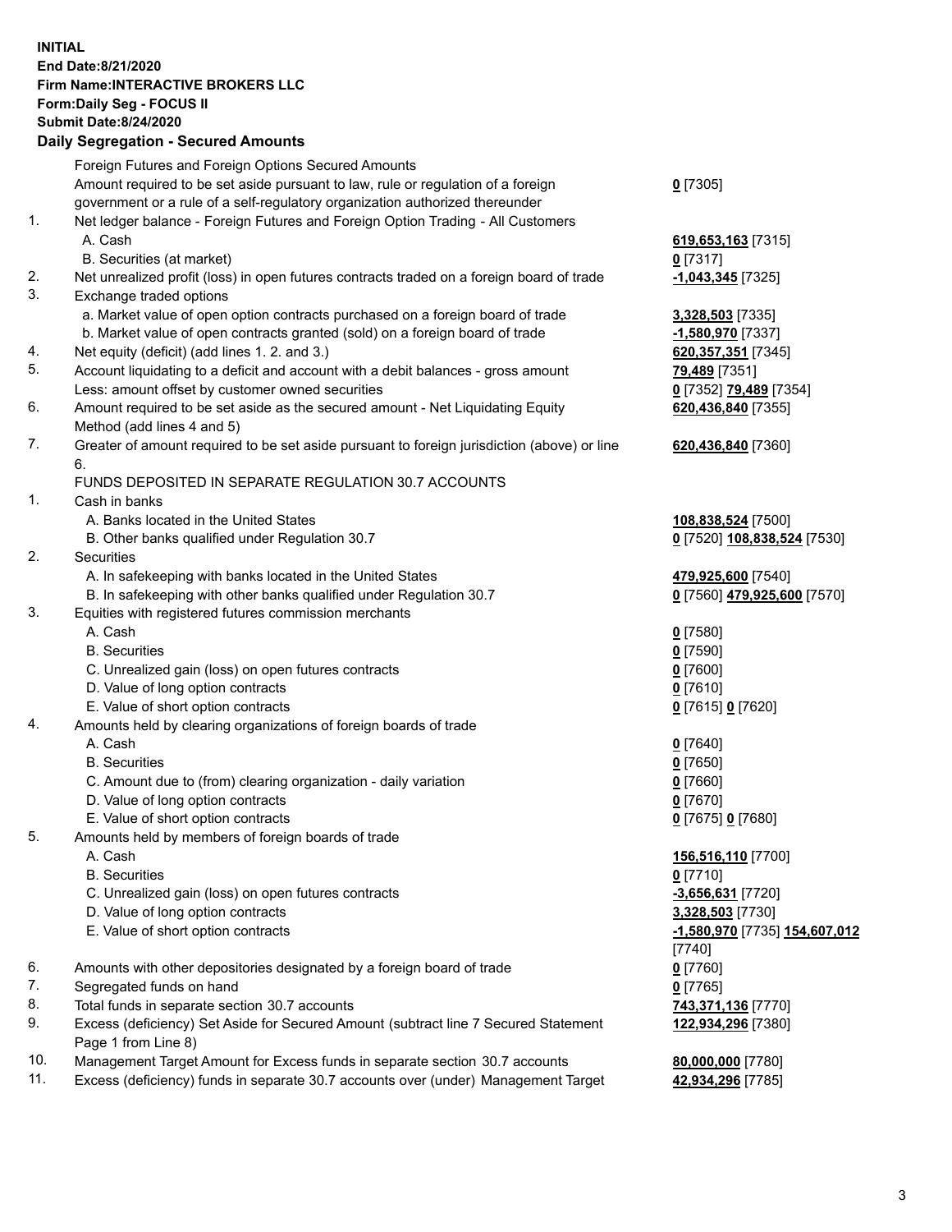**INITIAL**
**End Date:8/21/2020**
**Firm Name:INTERACTIVE BROKERS LLC**
**Form:Daily Seg - FOCUS II**
**Submit Date:8/24/2020**

## Daily Segregation - Secured Amounts

| | | |
|---|---|---|
| | Foreign Futures and Foreign Options Secured Amounts | |
| | Amount required to be set aside pursuant to law, rule or regulation of a foreign government or a rule of a self-regulatory organization authorized thereunder | **0** [7305] |
| 1. | Net ledger balance - Foreign Futures and Foreign Option Trading - All Customers | |
| | A. Cash | **619,653,163** [7315] |
| | B. Securities (at market) | **0** [7317] |
| 2. | Net unrealized profit (loss) in open futures contracts traded on a foreign board of trade | **-1,043,345** [7325] |
| 3. | Exchange traded options | |
| | a. Market value of open option contracts purchased on a foreign board of trade | **3,328,503** [7335] |
| | b. Market value of open contracts granted (sold) on a foreign board of trade | **-1,580,970** [7337] |
| 4. | Net equity (deficit) (add lines 1. 2. and 3.) | **620,357,351** [7345] |
| 5. | Account liquidating to a deficit and account with a debit balances - gross amount | **79,489** [7351] |
| | Less: amount offset by customer owned securities | **0** [7352] **79,489** [7354] |
| 6. | Amount required to be set aside as the secured amount - Net Liquidating Equity Method (add lines 4 and 5) | **620,436,840** [7355] |
| 7. | Greater of amount required to be set aside pursuant to foreign jurisdiction (above) or line 6. | **620,436,840** [7360] |
| | FUNDS DEPOSITED IN SEPARATE REGULATION 30.7 ACCOUNTS | |
| 1. | Cash in banks | |
| | A. Banks located in the United States | **108,838,524** [7500] |
| | B. Other banks qualified under Regulation 30.7 | **0** [7520] **108,838,524** [7530] |
| 2. | Securities | |
| | A. In safekeeping with banks located in the United States | **479,925,600** [7540] |
| | B. In safekeeping with other banks qualified under Regulation 30.7 | **0** [7560] **479,925,600** [7570] |
| 3. | Equities with registered futures commission merchants | |
| | A. Cash | **0** [7580] |
| | B. Securities | **0** [7590] |
| | C. Unrealized gain (loss) on open futures contracts | **0** [7600] |
| | D. Value of long option contracts | **0** [7610] |
| | E. Value of short option contracts | **0** [7615] **0** [7620] |
| 4. | Amounts held by clearing organizations of foreign boards of trade | |
| | A. Cash | **0** [7640] |
| | B. Securities | **0** [7650] |
| | C. Amount due to (from) clearing organization - daily variation | **0** [7660] |
| | D. Value of long option contracts | **0** [7670] |
| | E. Value of short option contracts | **0** [7675] **0** [7680] |
| 5. | Amounts held by members of foreign boards of trade | |
| | A. Cash | **156,516,110** [7700] |
| | B. Securities | **0** [7710] |
| | C. Unrealized gain (loss) on open futures contracts | **-3,656,631** [7720] |
| | D. Value of long option contracts | **3,328,503** [7730] |
| | E. Value of short option contracts | **-1,580,970** [7735] **154,607,012** [7740] |
| 6. | Amounts with other depositories designated by a foreign board of trade | **0** [7760] |
| 7. | Segregated funds on hand | **0** [7765] |
| 8. | Total funds in separate section 30.7 accounts | **743,371,136** [7770] |
| 9. | Excess (deficiency) Set Aside for Secured Amount (subtract line 7 Secured Statement Page 1 from Line 8) | **122,934,296** [7380] |
| 10. | Management Target Amount for Excess funds in separate section 30.7 accounts | **80,000,000** [7780] |
| 11. | Excess (deficiency) funds in separate 30.7 accounts over (under) Management Target | **42,934,296** [7785] |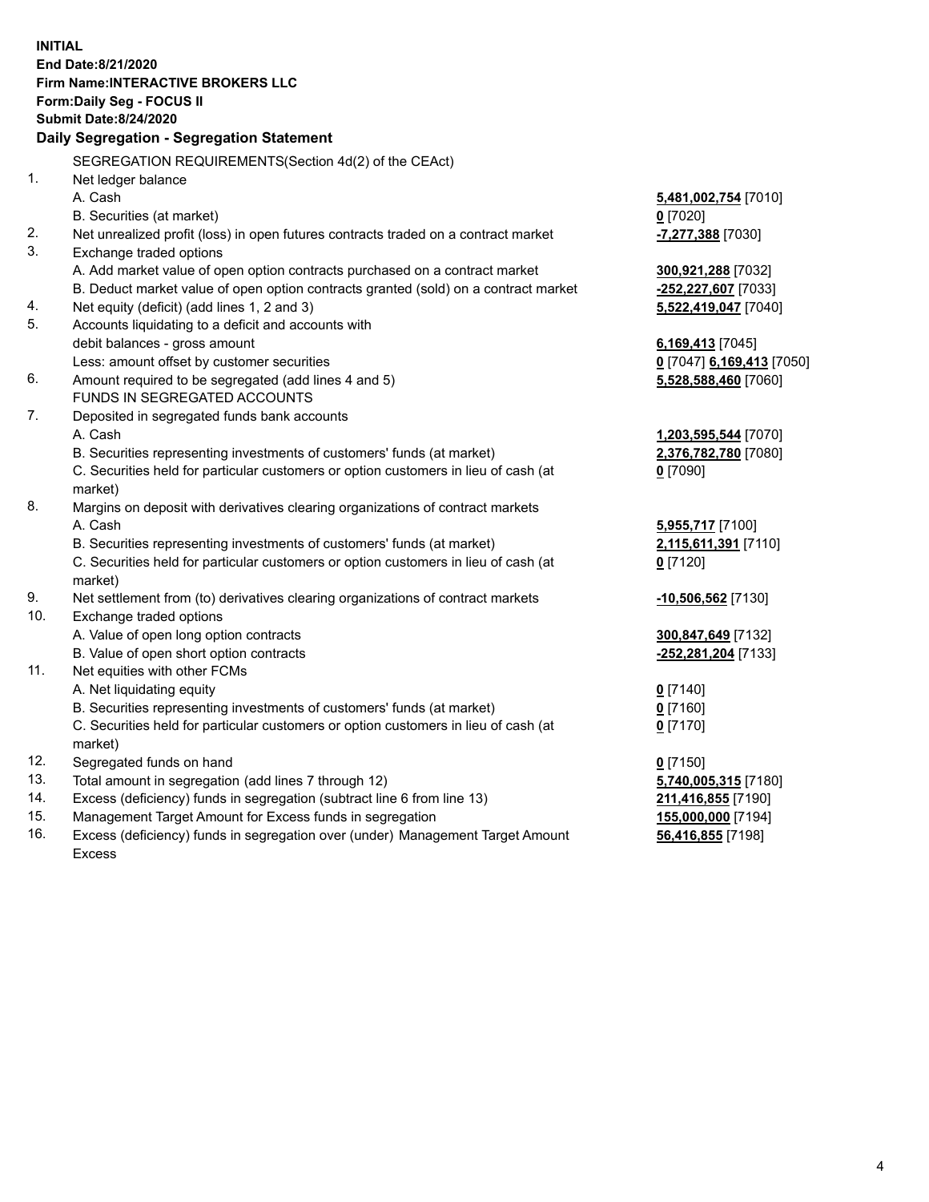**INITIAL**
**End Date:8/21/2020**
**Firm Name:INTERACTIVE BROKERS LLC**
**Form:Daily Seg - FOCUS II**
**Submit Date:8/24/2020**

**Daily Segregation - Segregation Statement**

| | | |
|---|---|---|
| | SEGREGATION REQUIREMENTS(Section 4d(2) of the CEAct) | |
| 1. | Net ledger balance | |
| | A. Cash | **5,481,002,754** [7010] |
| | B. Securities (at market) | **0** [7020] |
| 2. | Net unrealized profit (loss) in open futures contracts traded on a contract market | **-7,277,388** [7030] |
| 3. | Exchange traded options | |
| | A. Add market value of open option contracts purchased on a contract market | **300,921,288** [7032] |
| | B. Deduct market value of open option contracts granted (sold) on a contract market | **-252,227,607** [7033] |
| 4. | Net equity (deficit) (add lines 1, 2 and 3) | **5,522,419,047** [7040] |
| 5. | Accounts liquidating to a deficit and accounts with debit balances - gross amount | **6,169,413** [7045] |
| | Less: amount offset by customer securities | **0** [7047] **6,169,413** [7050] |
| 6. | Amount required to be segregated (add lines 4 and 5) | **5,528,588,460** [7060] |
| | FUNDS IN SEGREGATED ACCOUNTS | |
| 7. | Deposited in segregated funds bank accounts | |
| | A. Cash | **1,203,595,544** [7070] |
| | B. Securities representing investments of customers' funds (at market) | **2,376,782,780** [7080] |
| | C. Securities held for particular customers or option customers in lieu of cash (at market) | **0** [7090] |
| 8. | Margins on deposit with derivatives clearing organizations of contract markets | |
| | A. Cash | **5,955,717** [7100] |
| | B. Securities representing investments of customers' funds (at market) | **2,115,611,391** [7110] |
| | C. Securities held for particular customers or option customers in lieu of cash (at market) | **0** [7120] |
| 9. | Net settlement from (to) derivatives clearing organizations of contract markets | **-10,506,562** [7130] |
| 10. | Exchange traded options | |
| | A. Value of open long option contracts | **300,847,649** [7132] |
| | B. Value of open short option contracts | **-252,281,204** [7133] |
| 11. | Net equities with other FCMs | |
| | A. Net liquidating equity | **0** [7140] |
| | B. Securities representing investments of customers' funds (at market) | **0** [7160] |
| | C. Securities held for particular customers or option customers in lieu of cash (at market) | **0** [7170] |
| 12. | Segregated funds on hand | **0** [7150] |
| 13. | Total amount in segregation (add lines 7 through 12) | **5,740,005,315** [7180] |
| 14. | Excess (deficiency) funds in segregation (subtract line 6 from line 13) | **211,416,855** [7190] |
| 15. | Management Target Amount for Excess funds in segregation | **155,000,000** [7194] |
| 16. | Excess (deficiency) funds in segregation over (under) Management Target Amount Excess | **56,416,855** [7198] |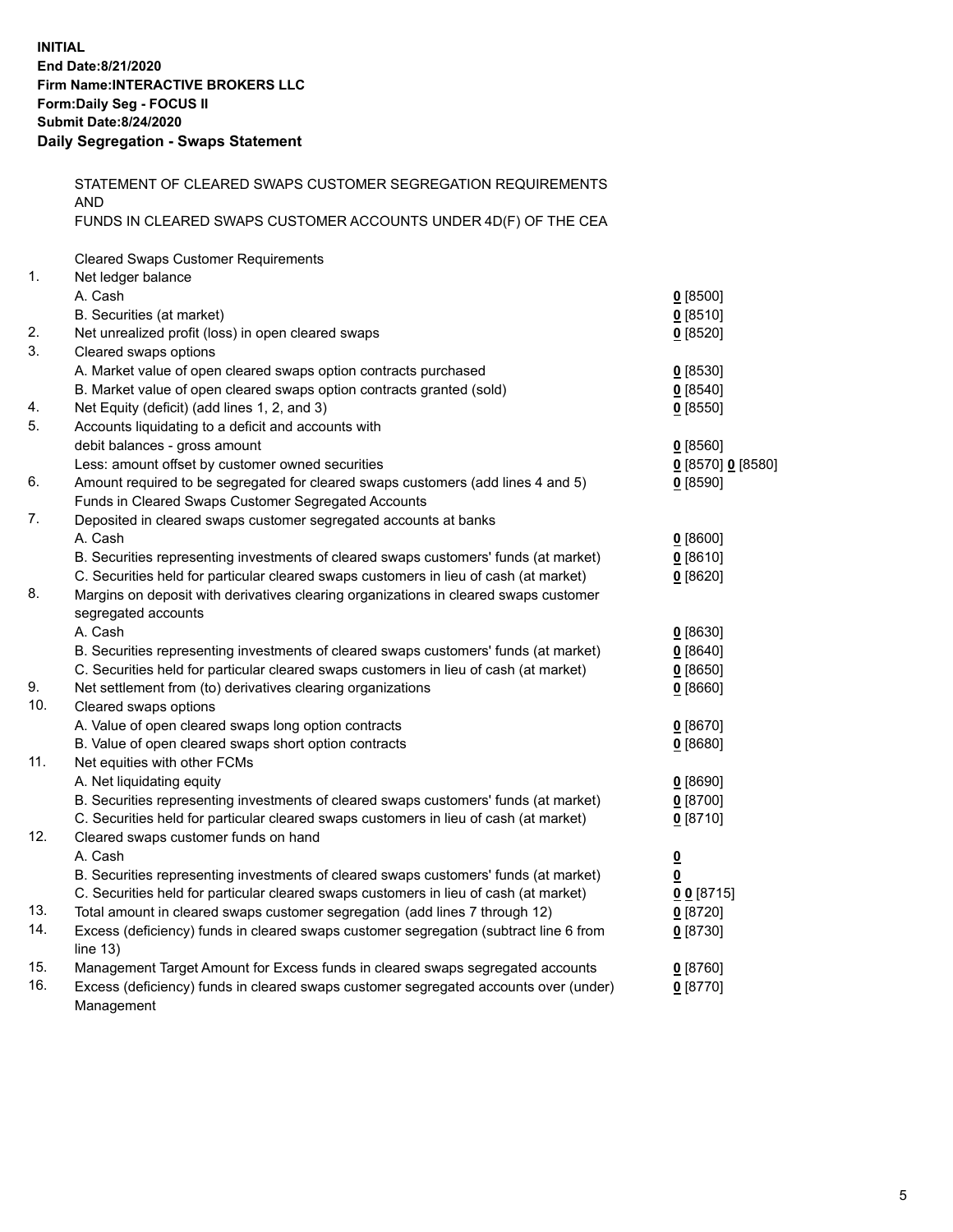**INITIAL**
**End Date:8/21/2020**
**Firm Name:INTERACTIVE BROKERS LLC**
**Form:Daily Seg - FOCUS II**
**Submit Date:8/24/2020**
**Daily Segregation - Swaps Statement**

STATEMENT OF CLEARED SWAPS CUSTOMER SEGREGATION REQUIREMENTS AND FUNDS IN CLEARED SWAPS CUSTOMER ACCOUNTS UNDER 4D(F) OF THE CEA

| | | |
|---|---|---|
| | Cleared Swaps Customer Requirements | |
| 1. | Net ledger balance | |
| | A. Cash | 0 [8500] |
| | B. Securities (at market) | 0 [8510] |
| 2. | Net unrealized profit (loss) in open cleared swaps | 0 [8520] |
| 3. | Cleared swaps options | |
| | A. Market value of open cleared swaps option contracts purchased | 0 [8530] |
| | B. Market value of open cleared swaps option contracts granted (sold) | 0 [8540] |
| 4. | Net Equity (deficit) (add lines 1, 2, and 3) | 0 [8550] |
| 5. | Accounts liquidating to a deficit and accounts with | |
| | debit balances - gross amount | 0 [8560] |
| | Less: amount offset by customer owned securities | 0 [8570] 0 [8580] |
| 6. | Amount required to be segregated for cleared swaps customers (add lines 4 and 5) | 0 [8590] |
| | Funds in Cleared Swaps Customer Segregated Accounts | |
| 7. | Deposited in cleared swaps customer segregated accounts at banks | |
| | A. Cash | 0 [8600] |
| | B. Securities representing investments of cleared swaps customers' funds (at market) | 0 [8610] |
| | C. Securities held for particular cleared swaps customers in lieu of cash (at market) | 0 [8620] |
| 8. | Margins on deposit with derivatives clearing organizations in cleared swaps customer segregated accounts | |
| | A. Cash | 0 [8630] |
| | B. Securities representing investments of cleared swaps customers' funds (at market) | 0 [8640] |
| | C. Securities held for particular cleared swaps customers in lieu of cash (at market) | 0 [8650] |
| 9. | Net settlement from (to) derivatives clearing organizations | 0 [8660] |
| 10. | Cleared swaps options | |
| | A. Value of open cleared swaps long option contracts | 0 [8670] |
| | B. Value of open cleared swaps short option contracts | 0 [8680] |
| 11. | Net equities with other FCMs | |
| | A. Net liquidating equity | 0 [8690] |
| | B. Securities representing investments of cleared swaps customers' funds (at market) | 0 [8700] |
| | C. Securities held for particular cleared swaps customers in lieu of cash (at market) | 0 [8710] |
| 12. | Cleared swaps customer funds on hand | |
| | A. Cash | 0 |
| | B. Securities representing investments of cleared swaps customers' funds (at market) | 0 |
| | C. Securities held for particular cleared swaps customers in lieu of cash (at market) | 0 0 [8715] |
| 13. | Total amount in cleared swaps customer segregation (add lines 7 through 12) | 0 [8720] |
| 14. | Excess (deficiency) funds in cleared swaps customer segregation (subtract line 6 from line 13) | 0 [8730] |
| 15. | Management Target Amount for Excess funds in cleared swaps segregated accounts | 0 [8760] |
| 16. | Excess (deficiency) funds in cleared swaps customer segregated accounts over (under) Management | 0 [8770] |